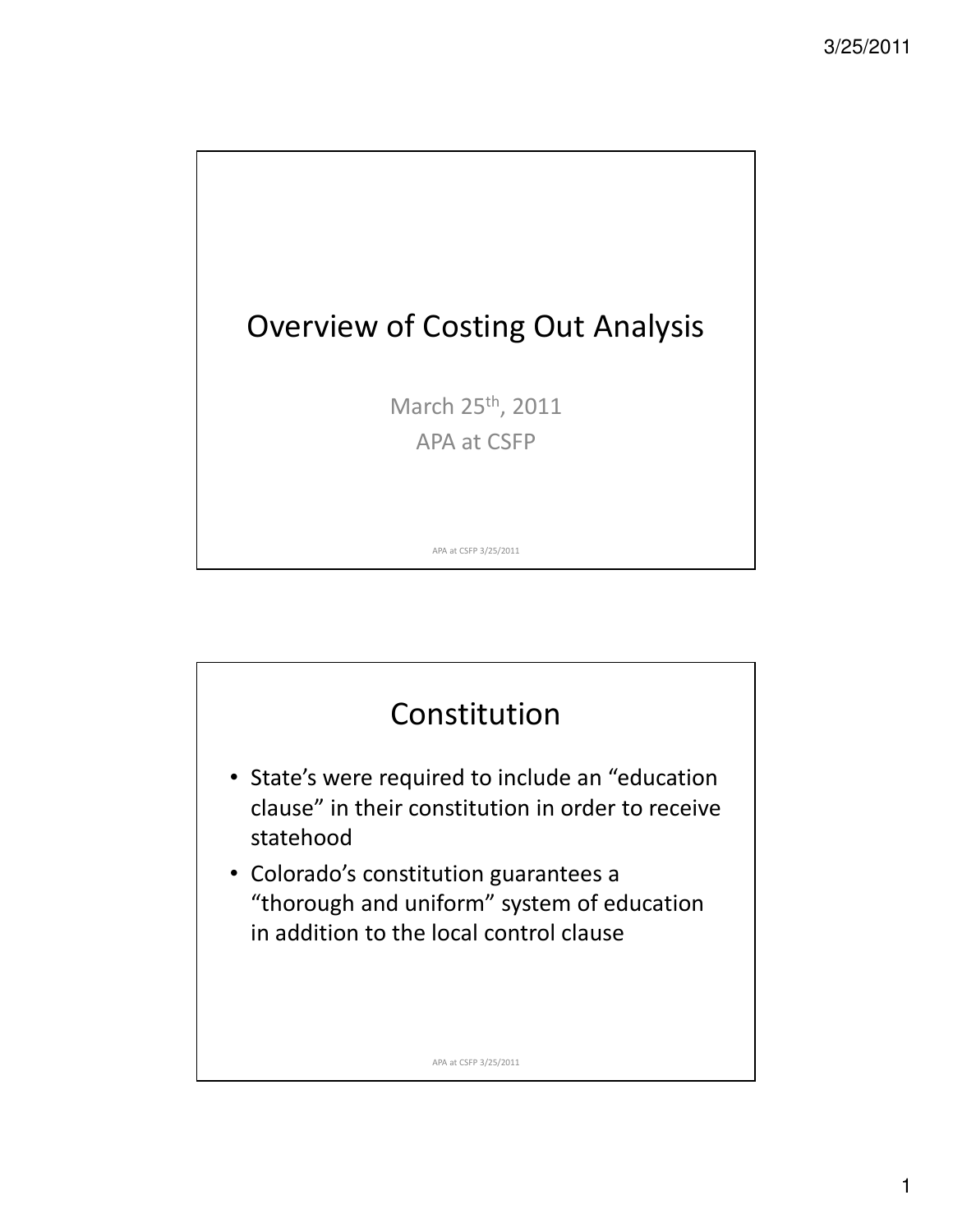# Overview of Costing Out Analysis

March 25$^{th}$, 2011

APA at CSFP

## Constitution

- State's were required to include an "education clause" in their constitution in order to receive statehood
- Colorado's constitution guarantees a "thorough and uniform" system of education in addition to the local control clause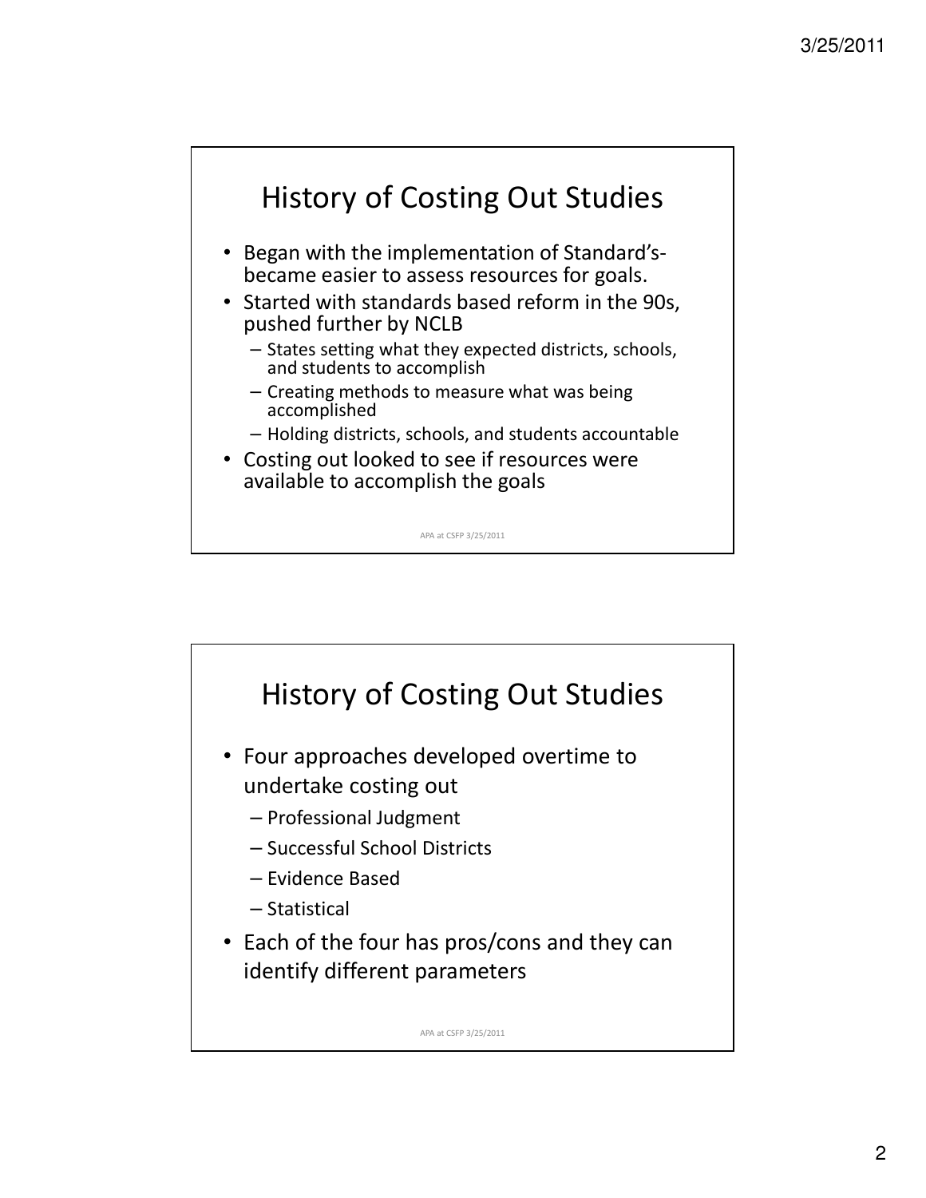## History of Costing Out Studies

- Began with the implementation of Standard's- became easier to assess resources for goals.
- Started with standards based reform in the 90s, pushed further by NCLB
  - States setting what they expected districts, schools, and students to accomplish
  - Creating methods to measure what was being accomplished
  - Holding districts, schools, and students accountable
- Costing out looked to see if resources were available to accomplish the goals

APA at CSFP 3/25/2011

## History of Costing Out Studies

- Four approaches developed overtime to undertake costing out
  - Professional Judgment
  - Successful School Districts
  - Evidence Based
  - Statistical
- Each of the four has pros/cons and they can identify different parameters

APA at CSFP 3/25/2011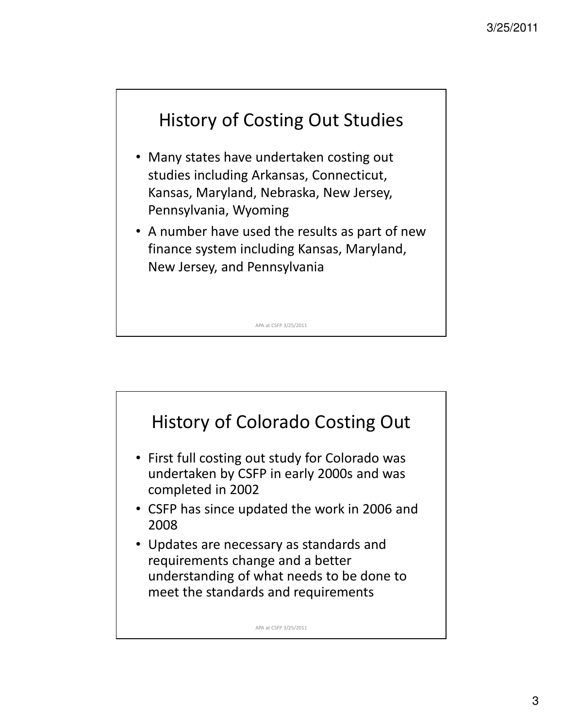## History of Costing Out Studies

- Many states have undertaken costing out studies including Arkansas, Connecticut, Kansas, Maryland, Nebraska, New Jersey, Pennsylvania, Wyoming
- A number have used the results as part of new finance system including Kansas, Maryland, New Jersey, and Pennsylvania

## History of Colorado Costing Out

- First full costing out study for Colorado was undertaken by CSFP in early 2000s and was completed in 2002
- CSFP has since updated the work in 2006 and 2008
- Updates are necessary as standards and requirements change and a better understanding of what needs to be done to meet the standards and requirements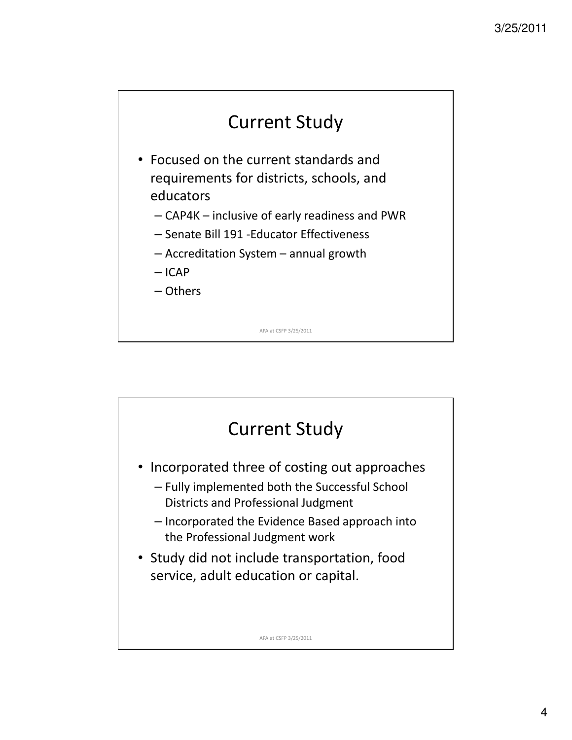## Current Study

- Focused on the current standards and requirements for districts, schools, and educators
  - CAP4K – inclusive of early readiness and PWR
  - Senate Bill 191 -Educator Effectiveness
  - Accreditation System – annual growth
  - ICAP
  - Others

APA at CSFP 3/25/2011

## Current Study

- Incorporated three of costing out approaches
  - Fully implemented both the Successful School Districts and Professional Judgment
  - Incorporated the Evidence Based approach into the Professional Judgment work
- Study did not include transportation, food service, adult education or capital.

APA at CSFP 3/25/2011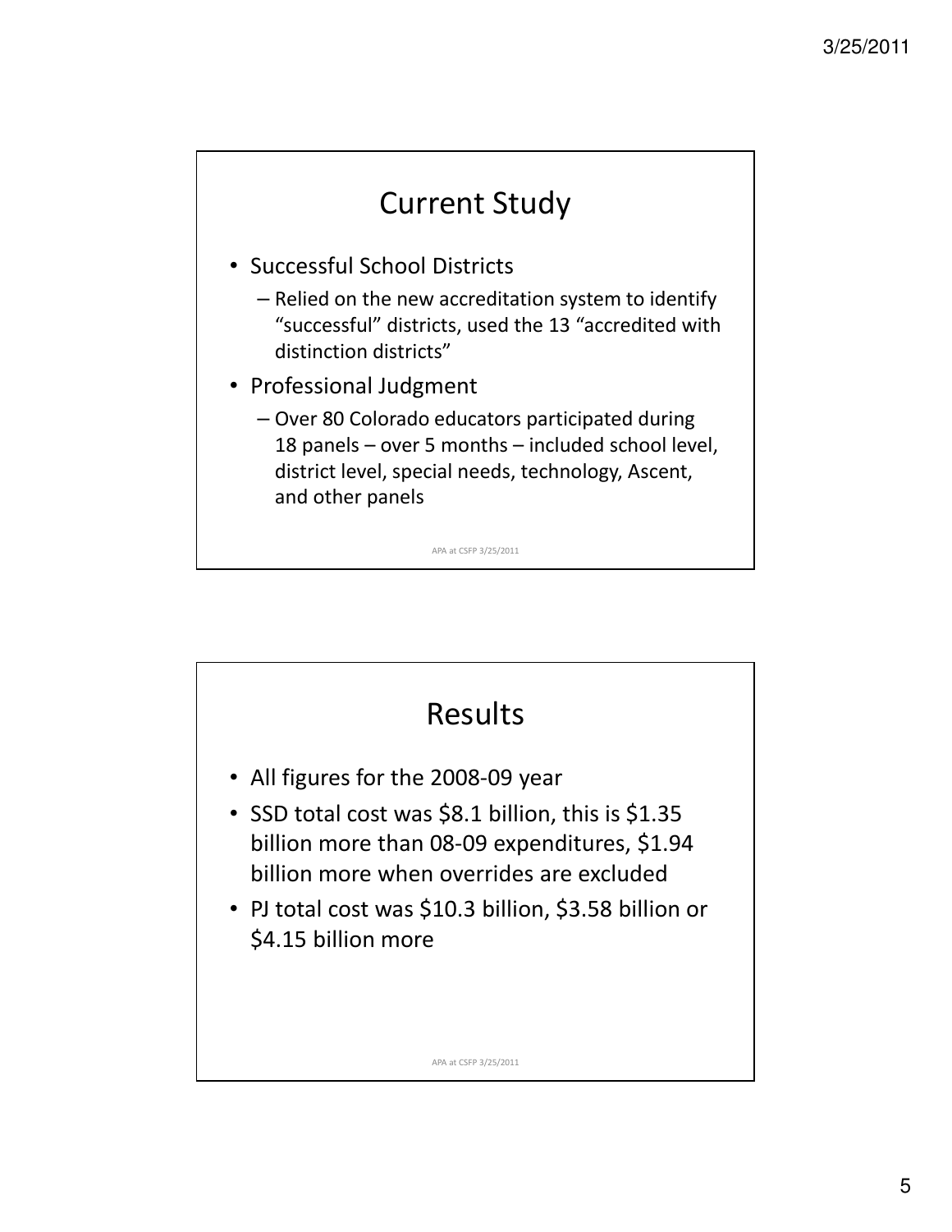## Current Study

- Successful School Districts
  - Relied on the new accreditation system to identify "successful" districts, used the 13 "accredited with distinction districts"
- Professional Judgment
  - Over 80 Colorado educators participated during 18 panels – over 5 months – included school level, district level, special needs, technology, Ascent, and other panels

## Results

- All figures for the 2008-09 year
- SSD total cost was $8.1 billion, this is $1.35 billion more than 08-09 expenditures, $1.94 billion more when overrides are excluded
- PJ total cost was $10.3 billion, $3.58 billion or $4.15 billion more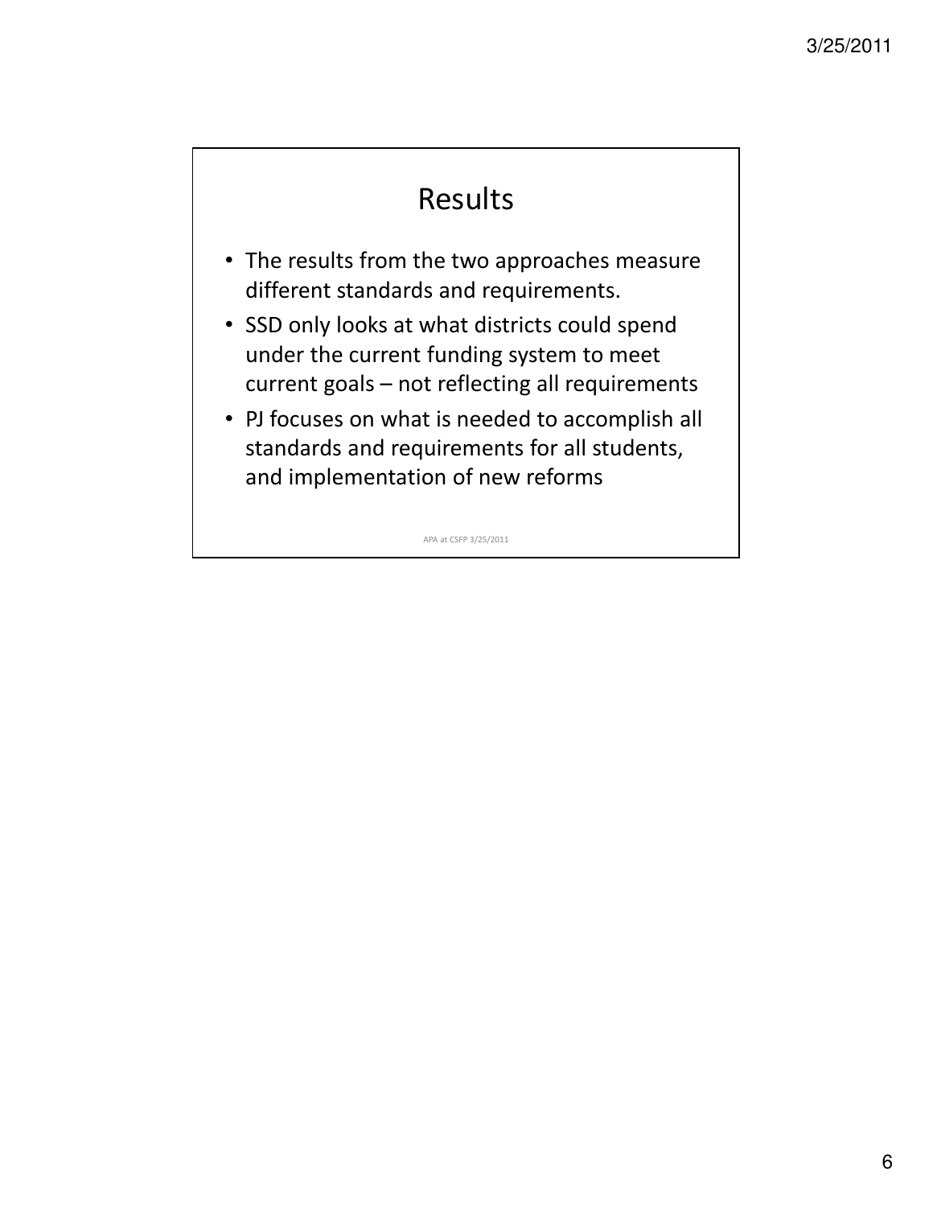# Results

- The results from the two approaches measure different standards and requirements.
- SSD only looks at what districts could spend under the current funding system to meet current goals – not reflecting all requirements
- PJ focuses on what is needed to accomplish all standards and requirements for all students, and implementation of new reforms